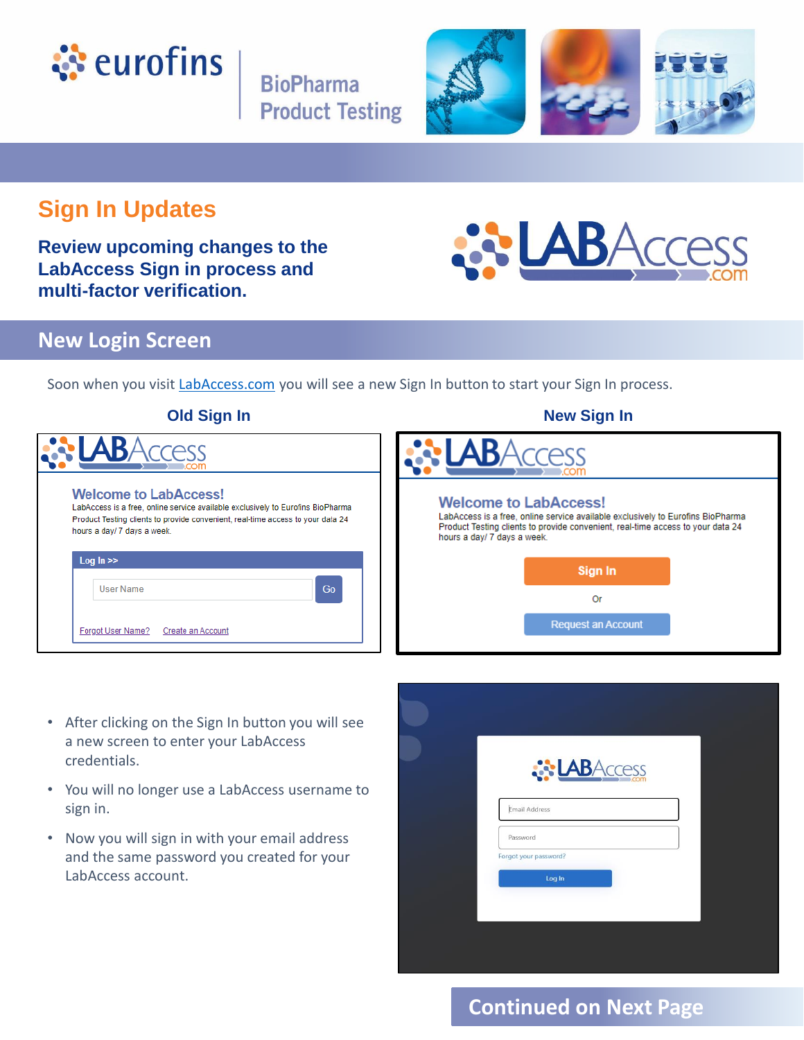# Sign In Updates

**Review upcoming changes to the LabAccess Sign in process and multi-factor verification.**

## New Login Screen

Soon when you visit LabAccess.com you will see a new Sign In button to start your Sign In process.

**Old Sign In**

Welcome to LabAccess!

LabAccess is a free, online service available exclusively to Eurofins BioPharma Product Testing clients to provide convenient, real-time access to your data 24 hours a day/ 7 days a week.

Log In >>

User Name | Go

Forgot User Name? Create an Account

**New Sign In**

Welcome to LabAccess!

LabAccess is a free, online service available exclusively to Eurofins BioPharma Product Testing clients to provide convenient, real-time access to your data 24 hours a day/ 7 days a week.

Sign In

Or

Request an Account

- After clicking on the Sign In button you will see a new screen to enter your LabAccess credentials.
- You will no longer use a LabAccess username to sign in.
- Now you will sign in with your email address and the same password you created for your LabAccess account.

Email Address

Password

Forgot your password?

Log In

**Continued on Next Page**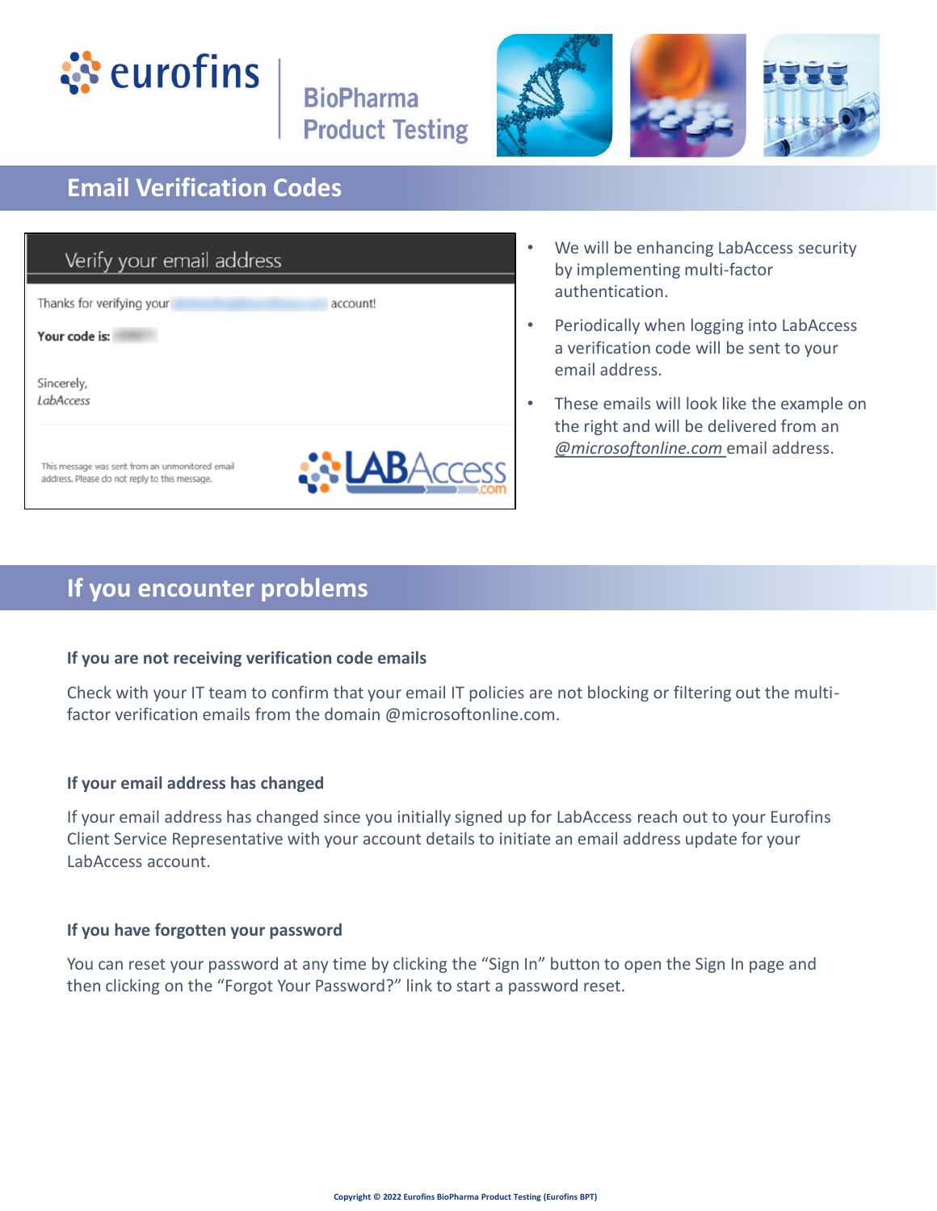## Email Verification Codes

Verify your email address

Thanks for verifying your account!

**Your code is:**

Sincerely,
*LabAccess*

This message was sent from an unmonitored email address. Please do not reply to this message.

- We will be enhancing LabAccess security by implementing multi-factor authentication.
- Periodically when logging into LabAccess a verification code will be sent to your email address.
- These emails will look like the example on the right and will be delivered from an *@microsoftonline.com* email address.

## If you encounter problems

**If you are not receiving verification code emails**

Check with your IT team to confirm that your email IT policies are not blocking or filtering out the multi-factor verification emails from the domain @microsoftonline.com.

**If your email address has changed**

If your email address has changed since you initially signed up for LabAccess reach out to your Eurofins Client Service Representative with your account details to initiate an email address update for your LabAccess account.

**If you have forgotten your password**

You can reset your password at any time by clicking the "Sign In" button to open the Sign In page and then clicking on the "Forgot Your Password?" link to start a password reset.

Copyright © 2022 Eurofins BioPharma Product Testing (Eurofins BPT)